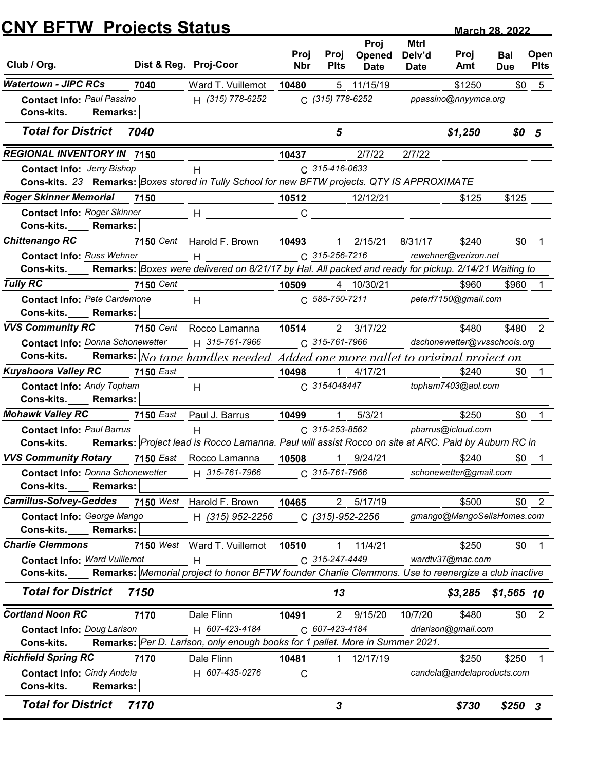# CNY BFTW Projects Status

**March 28, 2022**

| Club / Org. | Dist & Reg. | Proj-Coor | Proj Nbr | Proj Plts | Proj Opened Date | Mtrl Delv'd Date | Proj Amt | Bal Due | Open Plts |
|---|---|---|---|---|---|---|---|---|---|
| ***Watertown - JIPC RCs*** | **7040** | Ward T. Vuillemot | **10480** | 5 | 11/15/19 | | $1250 | $0 | 5 |
| **Contact Info:** *Paul Passino* | | H *(315) 778-6252* | C *(315) 778-6252* | | | *ppassino@nnyymca.org* | | | |
| **Cons-kits.** ____ **Remarks:** | | | | | | | | | |
| ***Total for District 7040*** | | | | ***5*** | | | ***$1,250*** | ***$0*** | ***5*** |
| ***REGIONAL INVENTORY IN*** | **7150** | | **10437** | | 2/7/22 | 2/7/22 | | | |
| **Contact Info:** *Jerry Bishop* | | H | C *315-416-0633* | | | | | | |
| **Cons-kits.** *23* **Remarks:** *Boxes stored in Tully School for new BFTW projects. QTY IS APPROXIMATE* | | | | | | | | | |
| ***Roger Skinner Memorial*** | **7150** | | **10512** | | 12/12/21 | | $125 | $125 | |
| **Contact Info:** *Roger Skinner* | | H | C | | | | | | |
| **Cons-kits.** ____ **Remarks:** | | | | | | | | | |
| ***Chittenango RC*** | **7150** *Cent* | Harold F. Brown | **10493** | 1 | 2/15/21 | 8/31/17 | $240 | $0 | 1 |
| **Contact Info:** *Russ Wehner* | | H | C *315-256-7216* | | | *rewehner@verizon.net* | | | |
| **Cons-kits.** ____ **Remarks:** *Boxes were delivered on 8/21/17 by Hal. All packed and ready for pickup. 2/14/21 Waiting to* | | | | | | | | | |
| ***Tully RC*** | **7150** *Cent* | | **10509** | 4 | 10/30/21 | | $960 | $960 | 1 |
| **Contact Info:** *Pete Cardemone* | | H | C *585-750-7211* | | | *peterf7150@gmail.com* | | | |
| **Cons-kits.** ____ **Remarks:** | | | | | | | | | |
| ***VVS Community RC*** | **7150** *Cent* | Rocco Lamanna | **10514** | 2 | 3/17/22 | | $480 | $480 | 2 |
| **Contact Info:** *Donna Schonewetter* | | H *315-761-7966* | C *315-761-7966* | | | *dschonewetter@vvsschools.org* | | | |
| **Cons-kits.** ____ **Remarks:** *No tape handles needed. Added one more pallet to original project on* | | | | | | | | | |
| ***Kuyahoora Valley RC*** | **7150** *East* | | **10498** | 1 | 4/17/21 | | $240 | $0 | 1 |
| **Contact Info:** *Andy Topham* | | H | C *3154048447* | | | *topham7403@aol.com* | | | |
| **Cons-kits.** ____ **Remarks:** | | | | | | | | | |
| ***Mohawk Valley RC*** | **7150** *East* | Paul J. Barrus | **10499** | 1 | 5/3/21 | | $250 | $0 | 1 |
| **Contact Info:** *Paul Barrus* | | H | C *315-253-8562* | | | *pbarrus@icloud.com* | | | |
| **Cons-kits.** ____ **Remarks:** *Project lead is Rocco Lamanna. Paul will assist Rocco on site at ARC. Paid by Auburn RC in* | | | | | | | | | |
| ***VVS Community Rotary*** | **7150** *East* | Rocco Lamanna | **10508** | 1 | 9/24/21 | | $240 | $0 | 1 |
| **Contact Info:** *Donna Schonewetter* | | H *315-761-7966* | C *315-761-7966* | | | *schonewetter@gmail.com* | | | |
| **Cons-kits.** ____ **Remarks:** | | | | | | | | | |
| ***Camillus-Solvey-Geddes*** | **7150** *West* | Harold F. Brown | **10465** | 2 | 5/17/19 | | $500 | $0 | 2 |
| **Contact Info:** *George Mango* | | H *(315) 952-2256* | C *(315)-952-2256* | | | *gmango@MangoSellsHomes.com* | | | |
| **Cons-kits.** ____ **Remarks:** | | | | | | | | | |
| ***Charlie Clemmons*** | **7150** *West* | Ward T. Vuillemot | **10510** | 1 | 11/4/21 | | $250 | $0 | 1 |
| **Contact Info:** *Ward Vuillemot* | | H | C *315-247-4449* | | | *wardtv37@mac.com* | | | |
| **Cons-kits.** ____ **Remarks:** *Memorial project to honor BFTW founder Charlie Clemmons. Use to reenergize a club inactive* | | | | | | | | | |
| ***Total for District 7150*** | | | | ***13*** | | | ***$3,285*** | ***$1,565*** | ***10*** |
| ***Cortland Noon RC*** | **7170** | Dale Flinn | **10491** | 2 | 9/15/20 | 10/7/20 | $480 | $0 | 2 |
| **Contact Info:** *Doug Larison* | | H *607-423-4184* | C *607-423-4184* | | | *drlarison@gmail.com* | | | |
| **Cons-kits.** ____ **Remarks:** *Per D. Larison, only enough books for 1 pallet. More in Summer 2021.* | | | | | | | | | |
| ***Richfield Spring RC*** | **7170** | Dale Flinn | **10481** | 1 | 12/17/19 | | $250 | $250 | 1 |
| **Contact Info:** *Cindy Andela* | | H *607-435-0276* | C | | | *candela@andelaproducts.com* | | | |
| **Cons-kits.** ____ **Remarks:** | | | | | | | | | |
| ***Total for District 7170*** | | | | ***3*** | | | ***$730*** | ***$250*** | ***3*** |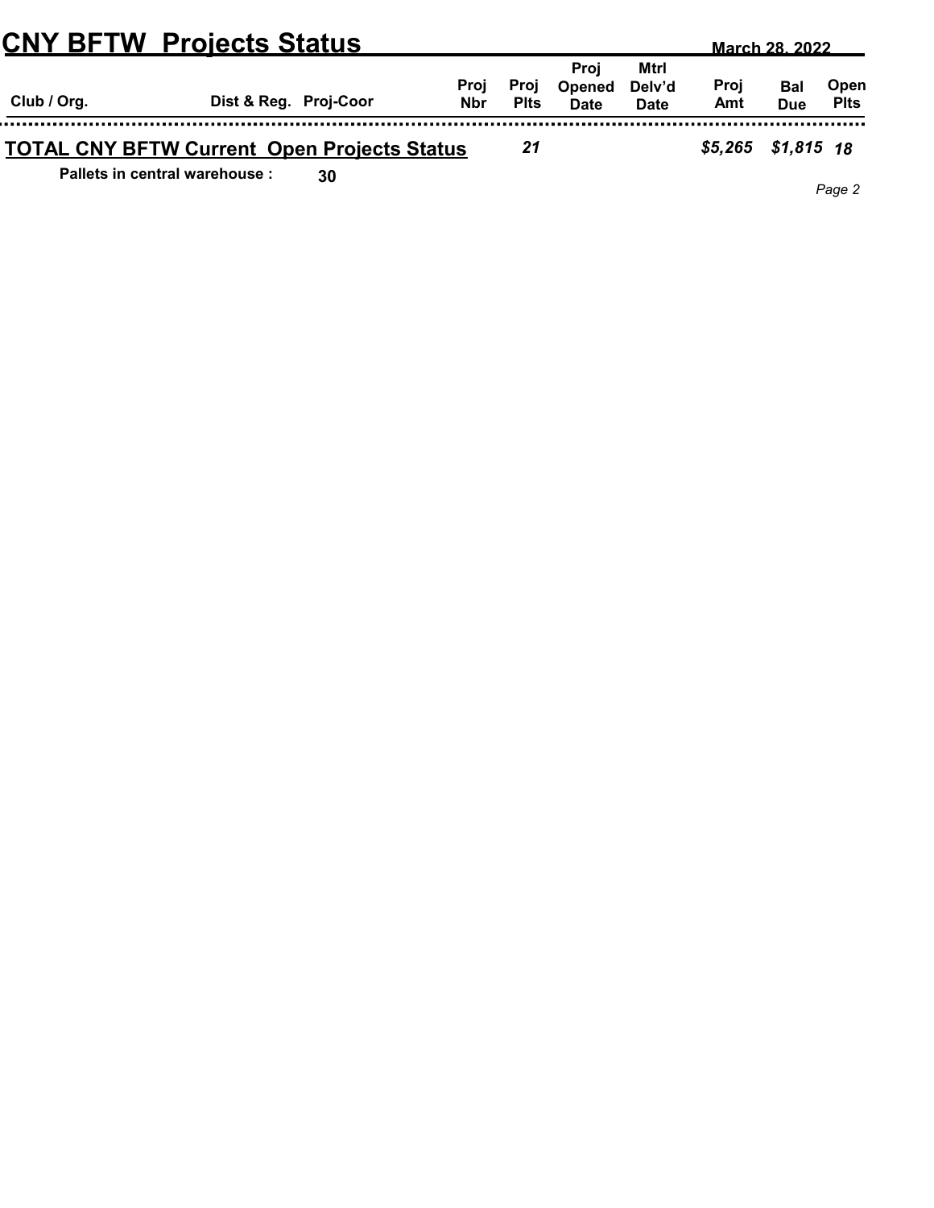# CNY BFTW Projects Status

March 28, 2022

| Club / Org. | Dist & Reg. | Proj-Coor | Proj Nbr | Proj Plts | Proj Opened Date | Mtrl Delv'd Date | Proj Amt | Bal Due | Open Plts |
|---|---|---|---|---|---|---|---|---|---|
| **TOTAL CNY BFTW Current Open Projects Status** | | | | *21* | | | *$5,265* | *$1,815* | *18* |

**Pallets in central warehouse :** **30**